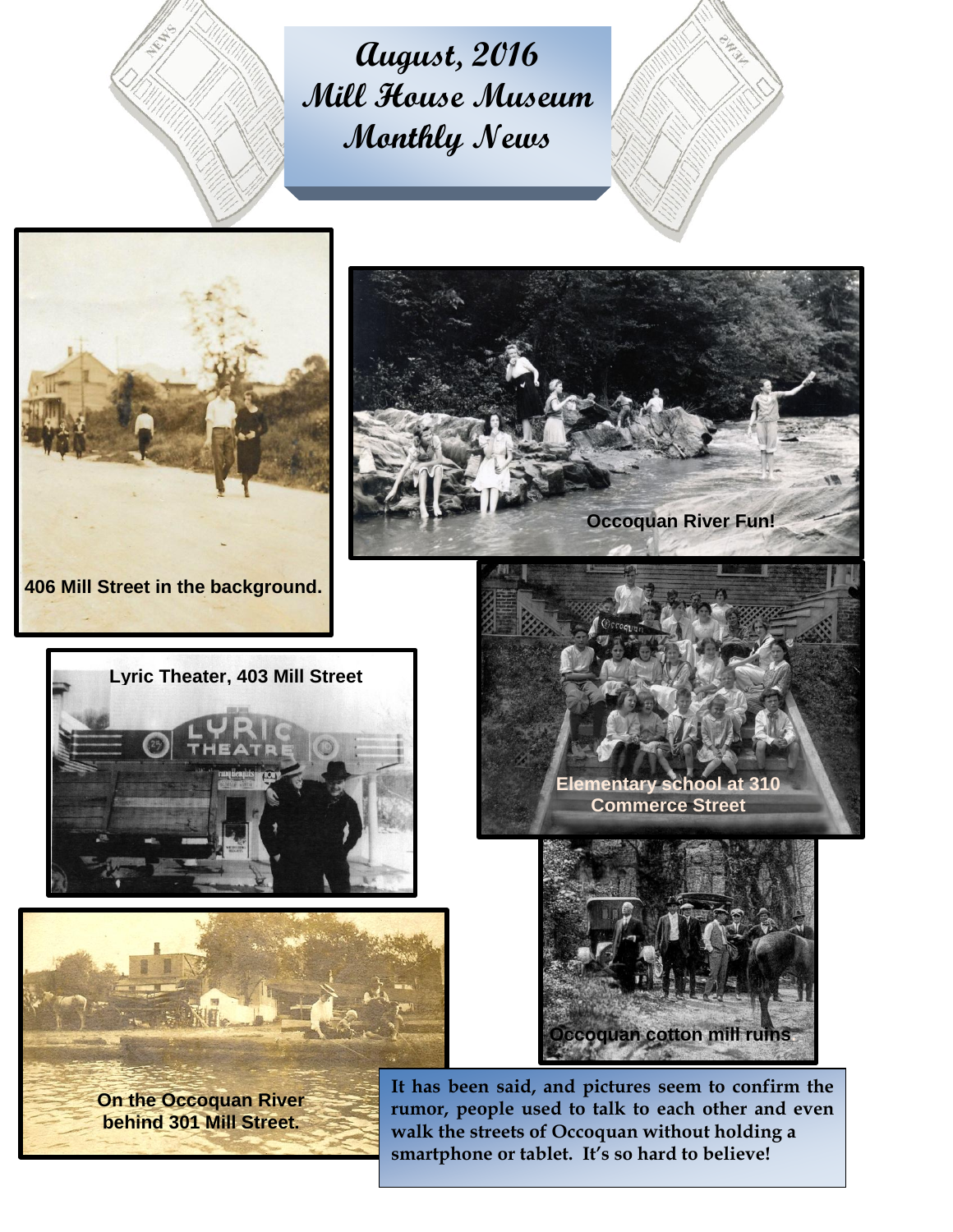# August, 2016
# Mill House Museum
# Monthly News

406 Mill Street in the background.

Occoquan River Fun!

Lyric Theater, 403 Mill Street

Elementary school at 310 Commerce Street

Occoquan cotton mill ruins

On the Occoquan River behind 301 Mill Street.

**It has been said, and pictures seem to confirm the rumor, people used to talk to each other and even walk the streets of Occoquan without holding a smartphone or tablet. It's so hard to believe!**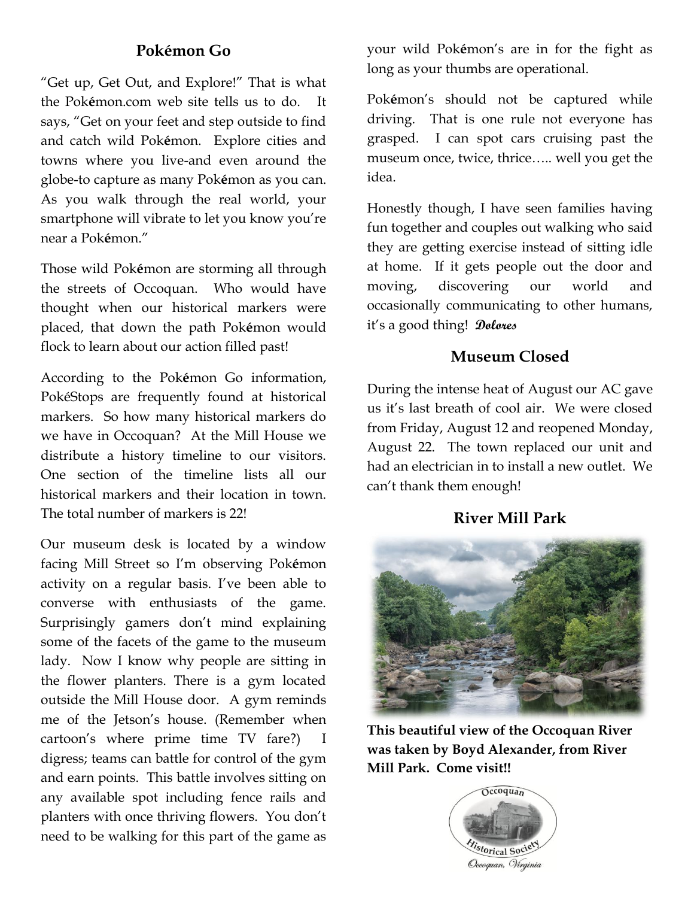## Pokémon Go

"Get up, Get Out, and Explore!" That is what the Pokémon.com web site tells us to do. It says, "Get on your feet and step outside to find and catch wild Pokémon. Explore cities and towns where you live-and even around the globe-to capture as many Pokémon as you can. As you walk through the real world, your smartphone will vibrate to let you know you're near a Pokémon."

Those wild Pokémon are storming all through the streets of Occoquan. Who would have thought when our historical markers were placed, that down the path Pokémon would flock to learn about our action filled past!

According to the Pokémon Go information, PokéStops are frequently found at historical markers. So how many historical markers do we have in Occoquan? At the Mill House we distribute a history timeline to our visitors. One section of the timeline lists all our historical markers and their location in town. The total number of markers is 22!

Our museum desk is located by a window facing Mill Street so I'm observing Pokémon activity on a regular basis. I've been able to converse with enthusiasts of the game. Surprisingly gamers don't mind explaining some of the facets of the game to the museum lady. Now I know why people are sitting in the flower planters. There is a gym located outside the Mill House door. A gym reminds me of the Jetson's house. (Remember when cartoon's where prime time TV fare?) I digress; teams can battle for control of the gym and earn points. This battle involves sitting on any available spot including fence rails and planters with once thriving flowers. You don't need to be walking for this part of the game as your wild Pokémon's are in for the fight as long as your thumbs are operational.

Pokémon's should not be captured while driving. That is one rule not everyone has grasped. I can spot cars cruising past the museum once, twice, thrice….. well you get the idea.

Honestly though, I have seen families having fun together and couples out walking who said they are getting exercise instead of sitting idle at home. If it gets people out the door and moving, discovering our world and occasionally communicating to other humans, it's a good thing! ***Dolores***

## Museum Closed

During the intense heat of August our AC gave us it's last breath of cool air. We were closed from Friday, August 12 and reopened Monday, August 22. The town replaced our unit and had an electrician in to install a new outlet. We can't thank them enough!

## River Mill Park

**This beautiful view of the Occoquan River was taken by Boyd Alexander, from River Mill Park. Come visit!!**

Occoquan Historical Society

Occoquan, Virginia